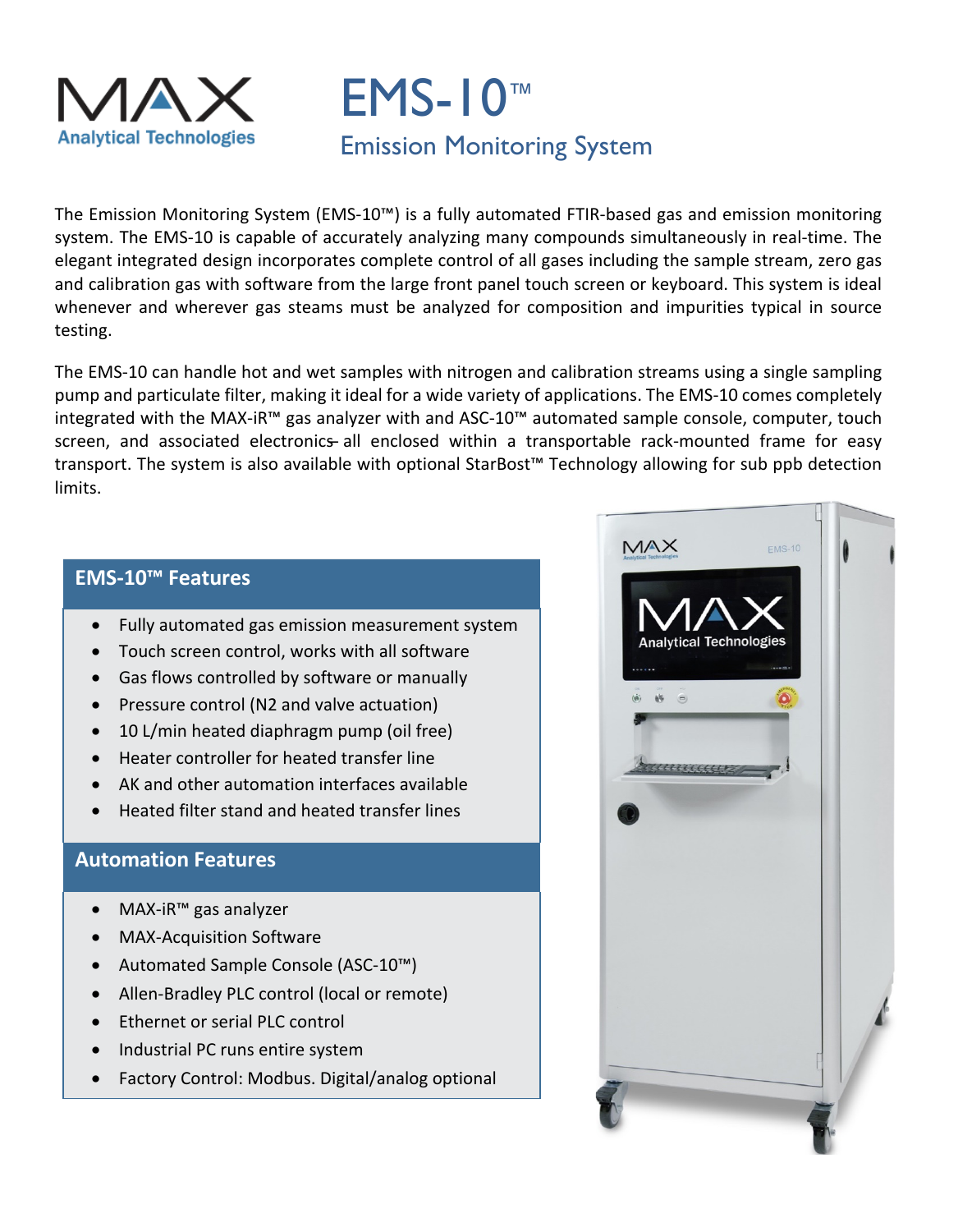# MAX Analytical Technologies

# EMS-10™

## Emission Monitoring System

The Emission Monitoring System (EMS-10™) is a fully automated FTIR-based gas and emission monitoring system. The EMS-10 is capable of accurately analyzing many compounds simultaneously in real-time. The elegant integrated design incorporates complete control of all gases including the sample stream, zero gas and calibration gas with software from the large front panel touch screen or keyboard. This system is ideal whenever and wherever gas steams must be analyzed for composition and impurities typical in source testing.

The EMS-10 can handle hot and wet samples with nitrogen and calibration streams using a single sampling pump and particulate filter, making it ideal for a wide variety of applications. The EMS-10 comes completely integrated with the MAX-iR™ gas analyzer with and ASC-10™ automated sample console, computer, touch screen, and associated electronics- all enclosed within a transportable rack-mounted frame for easy transport. The system is also available with optional StarBost™ Technology allowing for sub ppb detection limits.

### EMS-10™ Features

- Fully automated gas emission measurement system
- Touch screen control, works with all software
- Gas flows controlled by software or manually
- Pressure control (N2 and valve actuation)
- 10 L/min heated diaphragm pump (oil free)
- Heater controller for heated transfer line
- AK and other automation interfaces available
- Heated filter stand and heated transfer lines

### Automation Features

- MAX-iR™ gas analyzer
- MAX-Acquisition Software
- Automated Sample Console (ASC-10™)
- Allen-Bradley PLC control (local or remote)
- Ethernet or serial PLC control
- Industrial PC runs entire system
- Factory Control: Modbus. Digital/analog optional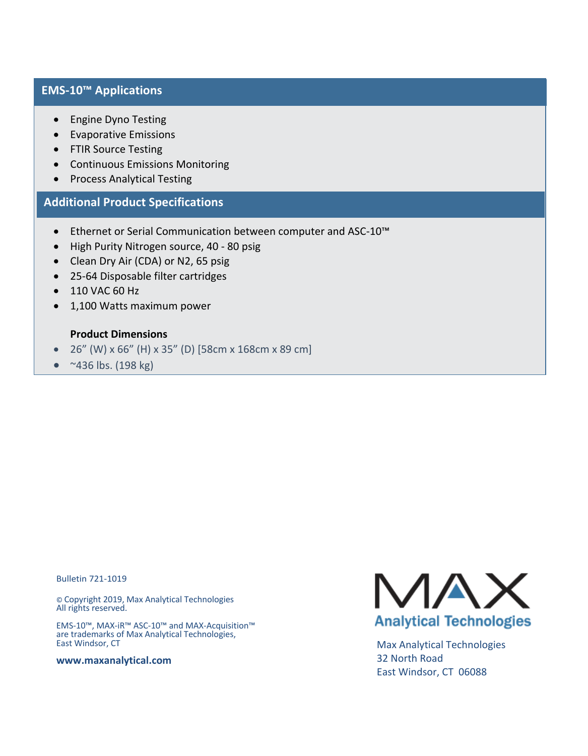## EMS-10™ Applications

- Engine Dyno Testing
- Evaporative Emissions
- FTIR Source Testing
- Continuous Emissions Monitoring
- Process Analytical Testing

## Additional Product Specifications

- Ethernet or Serial Communication between computer and ASC-10™
- High Purity Nitrogen source, 40 - 80 psig
- Clean Dry Air (CDA) or N2, 65 psig
- 25-64 Disposable filter cartridges
- 110 VAC 60 Hz
- 1,100 Watts maximum power

**Product Dimensions**

- 26” (W) x 66” (H) x 35” (D) [58cm x 168cm x 89 cm]
- ~436 lbs. (198 kg)

Bulletin 721-1019

© Copyright 2019, Max Analytical Technologies
All rights reserved.

EMS-10™, MAX-iR™ ASC-10™ and MAX-Acquisition™ are trademarks of Max Analytical Technologies, East Windsor, CT

**www.maxanalytical.com**

MAX Analytical Technologies

Max Analytical Technologies
32 North Road
East Windsor, CT 06088